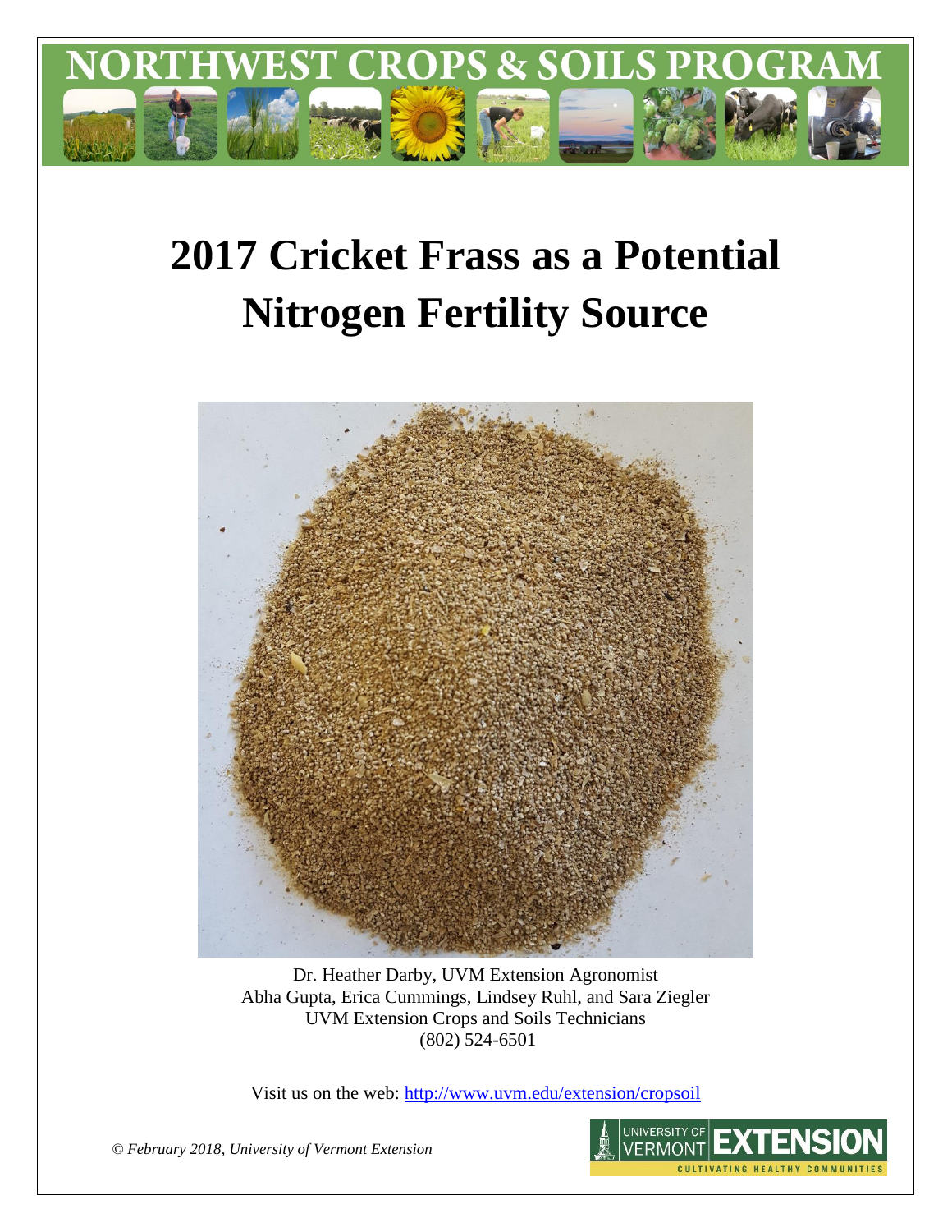# NORTHWEST CROPS & SOILS PROGRAM

# 2017 Cricket Frass as a Potential Nitrogen Fertility Source

Dr. Heather Darby, UVM Extension Agronomist
Abha Gupta, Erica Cummings, Lindsey Ruhl, and Sara Ziegler
UVM Extension Crops and Soils Technicians
(802) 524-6501

Visit us on the web: http://www.uvm.edu/extension/cropsoil

*© February 2018, University of Vermont Extension*

UNIVERSITY OF VERMONT EXTENSION
CULTIVATING HEALTHY COMMUNITIES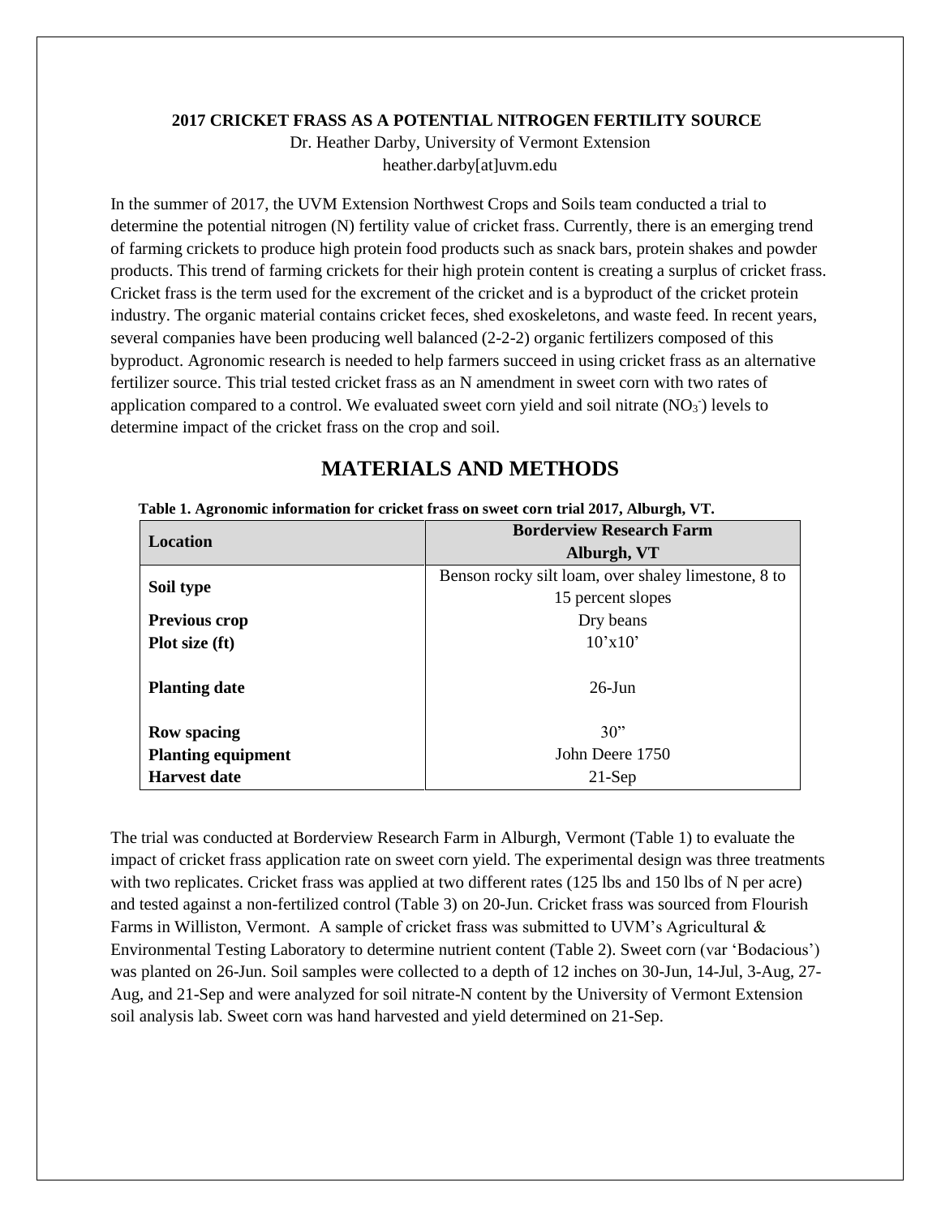**2017 CRICKET FRASS AS A POTENTIAL NITROGEN FERTILITY SOURCE**

Dr. Heather Darby, University of Vermont Extension
heather.darby[at]uvm.edu

In the summer of 2017, the UVM Extension Northwest Crops and Soils team conducted a trial to determine the potential nitrogen (N) fertility value of cricket frass. Currently, there is an emerging trend of farming crickets to produce high protein food products such as snack bars, protein shakes and powder products. This trend of farming crickets for their high protein content is creating a surplus of cricket frass. Cricket frass is the term used for the excrement of the cricket and is a byproduct of the cricket protein industry. The organic material contains cricket feces, shed exoskeletons, and waste feed. In recent years, several companies have been producing well balanced (2-2-2) organic fertilizers composed of this byproduct. Agronomic research is needed to help farmers succeed in using cricket frass as an alternative fertilizer source. This trial tested cricket frass as an N amendment in sweet corn with two rates of application compared to a control. We evaluated sweet corn yield and soil nitrate ($NO_3^-$) levels to determine impact of the cricket frass on the crop and soil.

# MATERIALS AND METHODS

**Table 1. Agronomic information for cricket frass on sweet corn trial 2017, Alburgh, VT.**

| Location | Borderview Research Farm Alburgh, VT |
|---|---|
| **Soil type** | Benson rocky silt loam, over shaley limestone, 8 to 15 percent slopes |
| **Previous crop** | Dry beans |
| **Plot size (ft)** | 10'x10' |
| **Planting date** | 26-Jun |
| **Row spacing** | 30" |
| **Planting equipment** | John Deere 1750 |
| **Harvest date** | 21-Sep |

The trial was conducted at Borderview Research Farm in Alburgh, Vermont (Table 1) to evaluate the impact of cricket frass application rate on sweet corn yield. The experimental design was three treatments with two replicates. Cricket frass was applied at two different rates (125 lbs and 150 lbs of N per acre) and tested against a non-fertilized control (Table 3) on 20-Jun. Cricket frass was sourced from Flourish Farms in Williston, Vermont. A sample of cricket frass was submitted to UVM's Agricultural & Environmental Testing Laboratory to determine nutrient content (Table 2). Sweet corn (var 'Bodacious') was planted on 26-Jun. Soil samples were collected to a depth of 12 inches on 30-Jun, 14-Jul, 3-Aug, 27-Aug, and 21-Sep and were analyzed for soil nitrate-N content by the University of Vermont Extension soil analysis lab. Sweet corn was hand harvested and yield determined on 21-Sep.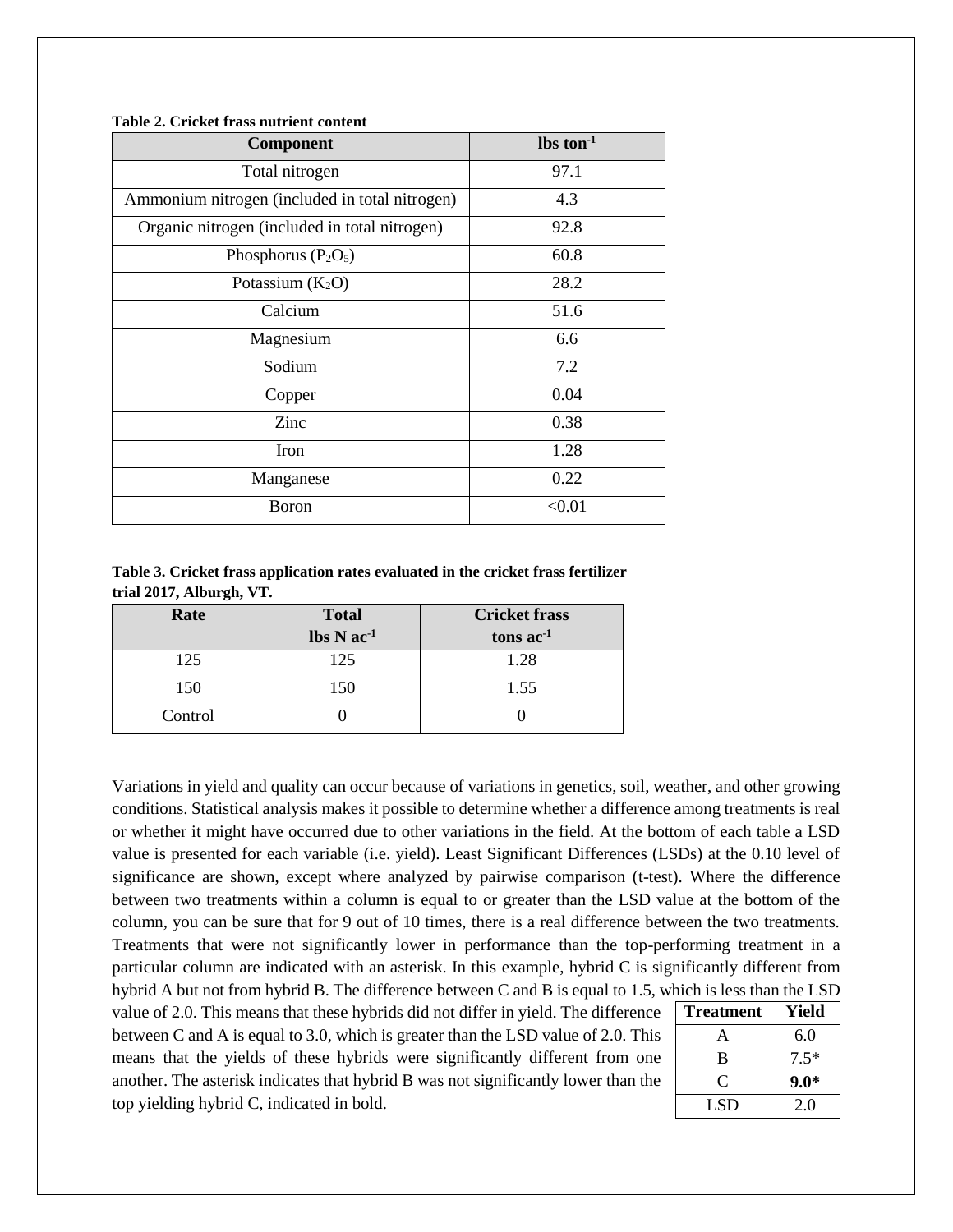**Table 2. Cricket frass nutrient content**

| Component | lbs ton$^{-1}$ |
|---|---|
| Total nitrogen | 97.1 |
| Ammonium nitrogen (included in total nitrogen) | 4.3 |
| Organic nitrogen (included in total nitrogen) | 92.8 |
| Phosphorus ($P_2O_5$) | 60.8 |
| Potassium ($K_2O$) | 28.2 |
| Calcium | 51.6 |
| Magnesium | 6.6 |
| Sodium | 7.2 |
| Copper | 0.04 |
| Zinc | 0.38 |
| Iron | 1.28 |
| Manganese | 0.22 |
| Boron | <0.01 |

**Table 3. Cricket frass application rates evaluated in the cricket frass fertilizer trial 2017, Alburgh, VT.**

| Rate | Total lbs N ac$^{-1}$ | Cricket frass tons ac$^{-1}$ |
|---|---|---|
| 125 | 125 | 1.28 |
| 150 | 150 | 1.55 |
| Control | 0 | 0 |

Variations in yield and quality can occur because of variations in genetics, soil, weather, and other growing conditions. Statistical analysis makes it possible to determine whether a difference among treatments is real or whether it might have occurred due to other variations in the field. At the bottom of each table a LSD value is presented for each variable (i.e. yield). Least Significant Differences (LSDs) at the 0.10 level of significance are shown, except where analyzed by pairwise comparison (t-test). Where the difference between two treatments within a column is equal to or greater than the LSD value at the bottom of the column, you can be sure that for 9 out of 10 times, there is a real difference between the two treatments. Treatments that were not significantly lower in performance than the top-performing treatment in a particular column are indicated with an asterisk. In this example, hybrid C is significantly different from hybrid A but not from hybrid B. The difference between C and B is equal to 1.5, which is less than the LSD value of 2.0. This means that these hybrids did not differ in yield. The difference between C and A is equal to 3.0, which is greater than the LSD value of 2.0. This means that the yields of these hybrids were significantly different from one another. The asterisk indicates that hybrid B was not significantly lower than the top yielding hybrid C, indicated in bold.

| Treatment | Yield |
|---|---|
| A | 6.0 |
| B | 7.5* |
| C | **9.0*** |
| LSD | 2.0 |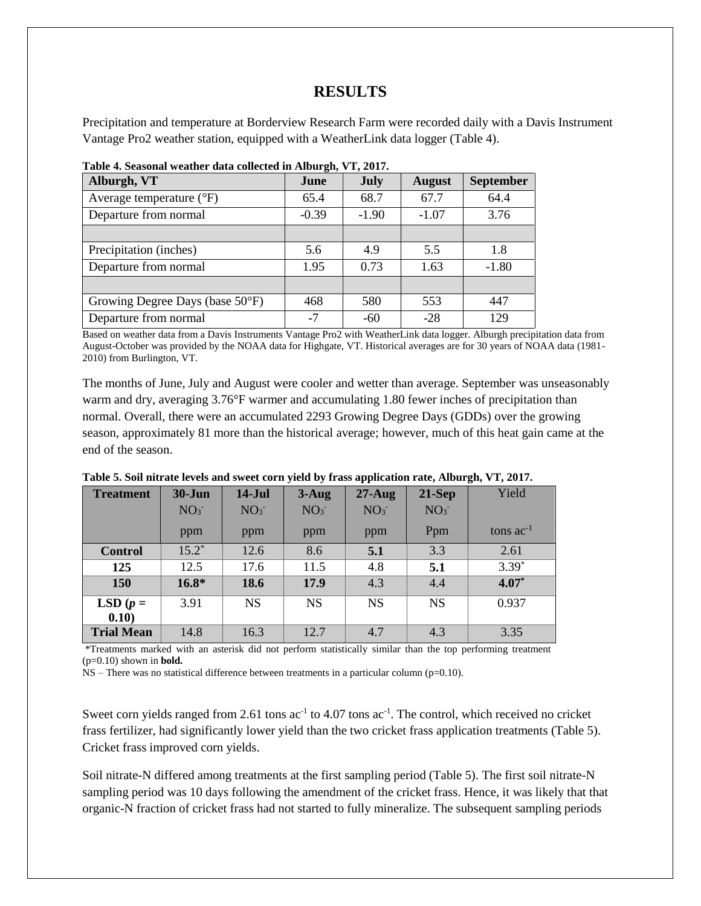# RESULTS

Precipitation and temperature at Borderview Research Farm were recorded daily with a Davis Instrument Vantage Pro2 weather station, equipped with a WeatherLink data logger (Table 4).

**Table 4. Seasonal weather data collected in Alburgh, VT, 2017.**

| Alburgh, VT | June | July | August | September |
|---|---|---|---|---|
| Average temperature (°F) | 65.4 | 68.7 | 67.7 | 64.4 |
| Departure from normal | -0.39 | -1.90 | -1.07 | 3.76 |
| | | | | |
| Precipitation (inches) | 5.6 | 4.9 | 5.5 | 1.8 |
| Departure from normal | 1.95 | 0.73 | 1.63 | -1.80 |
| | | | | |
| Growing Degree Days (base 50°F) | 468 | 580 | 553 | 447 |
| Departure from normal | -7 | -60 | -28 | 129 |

Based on weather data from a Davis Instruments Vantage Pro2 with WeatherLink data logger. Alburgh precipitation data from August-October was provided by the NOAA data for Highgate, VT. Historical averages are for 30 years of NOAA data (1981-2010) from Burlington, VT.

The months of June, July and August were cooler and wetter than average. September was unseasonably warm and dry, averaging 3.76°F warmer and accumulating 1.80 fewer inches of precipitation than normal. Overall, there were an accumulated 2293 Growing Degree Days (GDDs) over the growing season, approximately 81 more than the historical average; however, much of this heat gain came at the end of the season.

**Table 5. Soil nitrate levels and sweet corn yield by frass application rate, Alburgh, VT, 2017.**

| Treatment | 30-Jun $NO_3^-$ | 14-Jul $NO_3^-$ | 3-Aug $NO_3^-$ | 27-Aug $NO_3^-$ | 21-Sep $NO_3^-$ | Yield |
|---|---|---|---|---|---|---|
| | ppm | ppm | ppm | ppm | Ppm | tons $ac^{-1}$ |
| **Control** | 15.2* | 12.6 | 8.6 | **5.1** | 3.3 | 2.61 |
| **125** | 12.5 | 17.6 | 11.5 | 4.8 | **5.1** | 3.39* |
| **150** | **16.8*** | **18.6** | **17.9** | 4.3 | 4.4 | **4.07*** |
| **LSD (*p* = 0.10)** | 3.91 | NS | NS | NS | NS | 0.937 |
| **Trial Mean** | 14.8 | 16.3 | 12.7 | 4.7 | 4.3 | 3.35 |

*Treatments marked with an asterisk did not perform statistically similar than the top performing treatment (p=0.10) shown in **bold.**

NS – There was no statistical difference between treatments in a particular column (p=0.10).

Sweet corn yields ranged from 2.61 tons $ac^{-1}$ to 4.07 tons $ac^{-1}$. The control, which received no cricket frass fertilizer, had significantly lower yield than the two cricket frass application treatments (Table 5). Cricket frass improved corn yields.

Soil nitrate-N differed among treatments at the first sampling period (Table 5). The first soil nitrate-N sampling period was 10 days following the amendment of the cricket frass. Hence, it was likely that that organic-N fraction of cricket frass had not started to fully mineralize. The subsequent sampling periods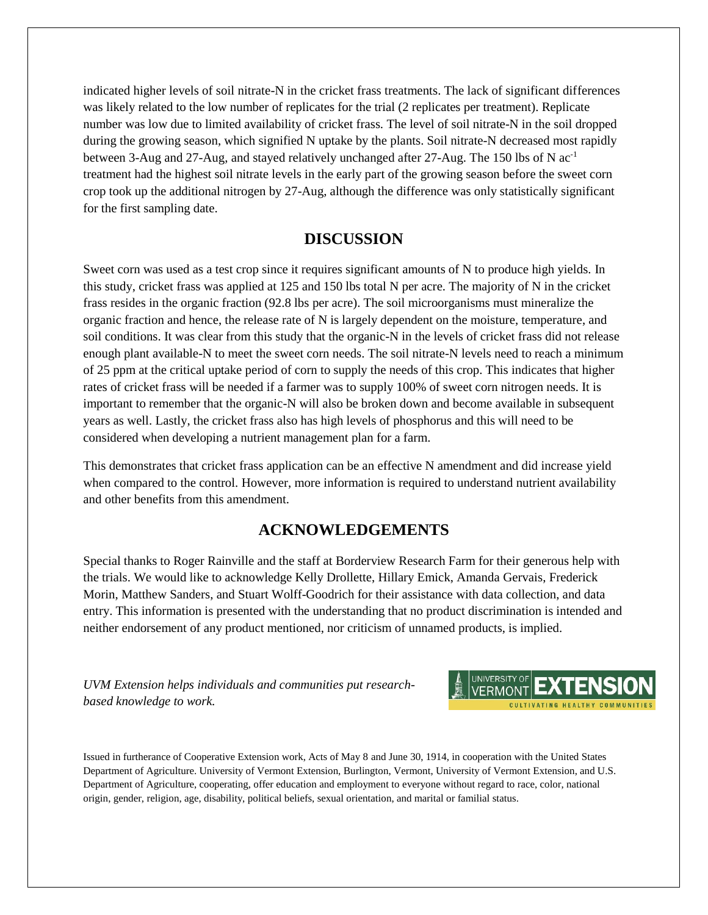indicated higher levels of soil nitrate-N in the cricket frass treatments. The lack of significant differences was likely related to the low number of replicates for the trial (2 replicates per treatment). Replicate number was low due to limited availability of cricket frass. The level of soil nitrate-N in the soil dropped during the growing season, which signified N uptake by the plants. Soil nitrate-N decreased most rapidly between 3-Aug and 27-Aug, and stayed relatively unchanged after 27-Aug. The 150 lbs of N $ac^{-1}$ treatment had the highest soil nitrate levels in the early part of the growing season before the sweet corn crop took up the additional nitrogen by 27-Aug, although the difference was only statistically significant for the first sampling date.

## DISCUSSION

Sweet corn was used as a test crop since it requires significant amounts of N to produce high yields. In this study, cricket frass was applied at 125 and 150 lbs total N per acre. The majority of N in the cricket frass resides in the organic fraction (92.8 lbs per acre). The soil microorganisms must mineralize the organic fraction and hence, the release rate of N is largely dependent on the moisture, temperature, and soil conditions. It was clear from this study that the organic-N in the levels of cricket frass did not release enough plant available-N to meet the sweet corn needs. The soil nitrate-N levels need to reach a minimum of 25 ppm at the critical uptake period of corn to supply the needs of this crop. This indicates that higher rates of cricket frass will be needed if a farmer was to supply 100% of sweet corn nitrogen needs. It is important to remember that the organic-N will also be broken down and become available in subsequent years as well. Lastly, the cricket frass also has high levels of phosphorus and this will need to be considered when developing a nutrient management plan for a farm.

This demonstrates that cricket frass application can be an effective N amendment and did increase yield when compared to the control. However, more information is required to understand nutrient availability and other benefits from this amendment.

## ACKNOWLEDGEMENTS

Special thanks to Roger Rainville and the staff at Borderview Research Farm for their generous help with the trials. We would like to acknowledge Kelly Drollette, Hillary Emick, Amanda Gervais, Frederick Morin, Matthew Sanders, and Stuart Wolff-Goodrich for their assistance with data collection, and data entry. This information is presented with the understanding that no product discrimination is intended and neither endorsement of any product mentioned, nor criticism of unnamed products, is implied.

*UVM Extension helps individuals and communities put research-based knowledge to work.*

UNIVERSITY OF VERMONT EXTENSION
CULTIVATING HEALTHY COMMUNITIES

Issued in furtherance of Cooperative Extension work, Acts of May 8 and June 30, 1914, in cooperation with the United States Department of Agriculture. University of Vermont Extension, Burlington, Vermont, University of Vermont Extension, and U.S. Department of Agriculture, cooperating, offer education and employment to everyone without regard to race, color, national origin, gender, religion, age, disability, political beliefs, sexual orientation, and marital or familial status.